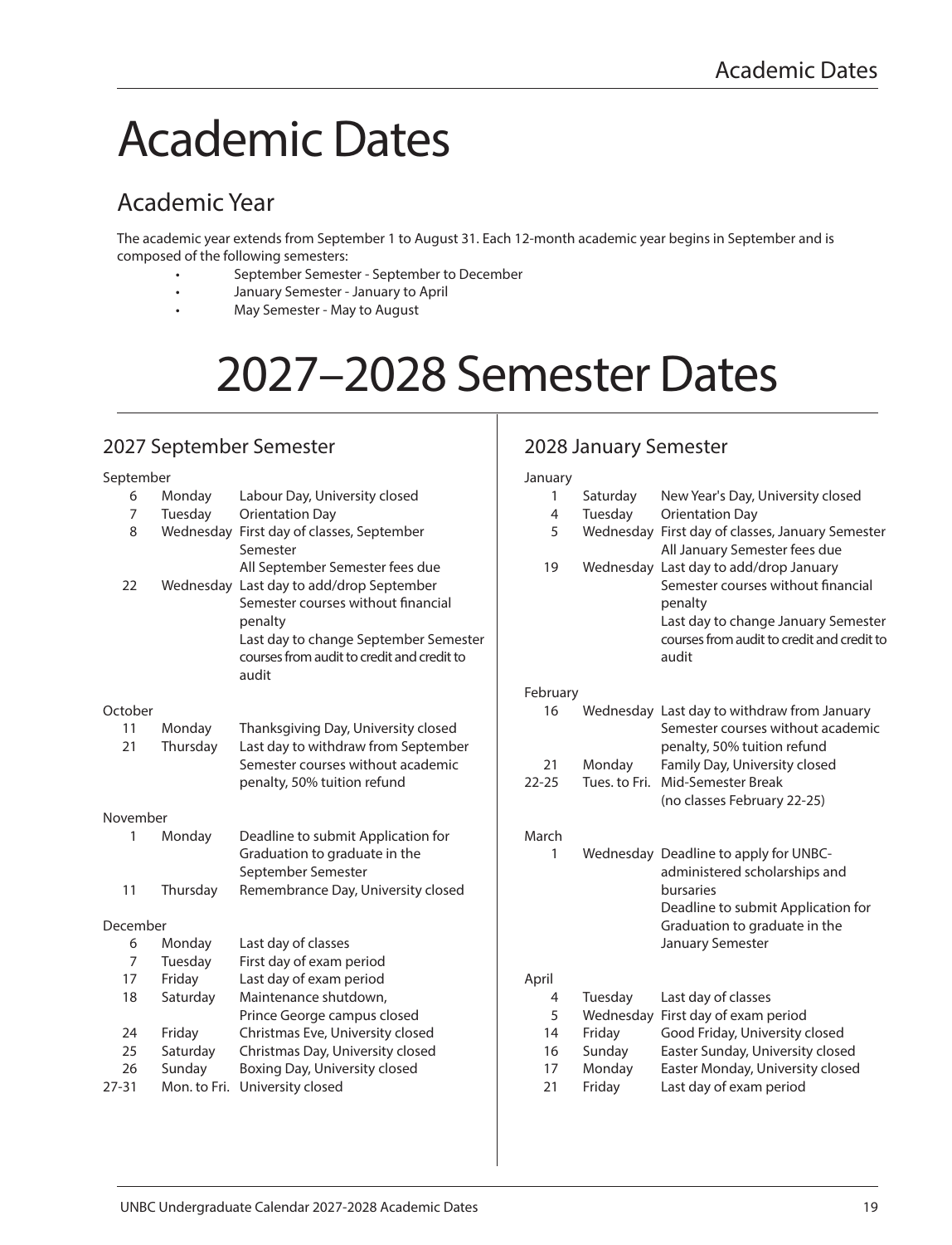# Academic Dates

## Academic Year

The academic year extends from September 1 to August 31. Each 12-month academic year begins in September and is composed of the following semesters:

- September Semester - September to December
- January Semester - January to April
- May Semester - May to August

# 2027–2028 Semester Dates

## 2027 September Semester

**September**

| Date | Day | Event |
|---|---|---|
| 6 | Monday | Labour Day, University closed |
| 7 | Tuesday | Orientation Day |
| 8 | Wednesday | First day of classes, September Semester<br>All September Semester fees due |
| 22 | Wednesday | Last day to add/drop September Semester courses without financial penalty<br>Last day to change September Semester courses from audit to credit and credit to audit |

**October**

| Date | Day | Event |
|---|---|---|
| 11 | Monday | Thanksgiving Day, University closed |
| 21 | Thursday | Last day to withdraw from September Semester courses without academic penalty, 50% tuition refund |

**November**

| Date | Day | Event |
|---|---|---|
| 1 | Monday | Deadline to submit Application for Graduation to graduate in the September Semester |
| 11 | Thursday | Remembrance Day, University closed |

**December**

| Date | Day | Event |
|---|---|---|
| 6 | Monday | Last day of classes |
| 7 | Tuesday | First day of exam period |
| 17 | Friday | Last day of exam period |
| 18 | Saturday | Maintenance shutdown, Prince George campus closed |
| 24 | Friday | Christmas Eve, University closed |
| 25 | Saturday | Christmas Day, University closed |
| 26 | Sunday | Boxing Day, University closed |
| 27-31 | Mon. to Fri. | University closed |

## 2028 January Semester

**January**

| Date | Day | Event |
|---|---|---|
| 1 | Saturday | New Year's Day, University closed |
| 4 | Tuesday | Orientation Day |
| 5 | Wednesday | First day of classes, January Semester<br>All January Semester fees due |
| 19 | Wednesday | Last day to add/drop January Semester courses without financial penalty<br>Last day to change January Semester courses from audit to credit and credit to audit |

**February**

| Date | Day | Event |
|---|---|---|
| 16 | Wednesday | Last day to withdraw from January Semester courses without academic penalty, 50% tuition refund |
| 21 | Monday | Family Day, University closed |
| 22-25 | Tues. to Fri. | Mid-Semester Break (no classes February 22-25) |

**March**

| Date | Day | Event |
|---|---|---|
| 1 | Wednesday | Deadline to apply for UNBC-administered scholarships and bursaries<br>Deadline to submit Application for Graduation to graduate in the January Semester |

**April**

| Date | Day | Event |
|---|---|---|
| 4 | Tuesday | Last day of classes |
| 5 | Wednesday | First day of exam period |
| 14 | Friday | Good Friday, University closed |
| 16 | Sunday | Easter Sunday, University closed |
| 17 | Monday | Easter Monday, University closed |
| 21 | Friday | Last day of exam period |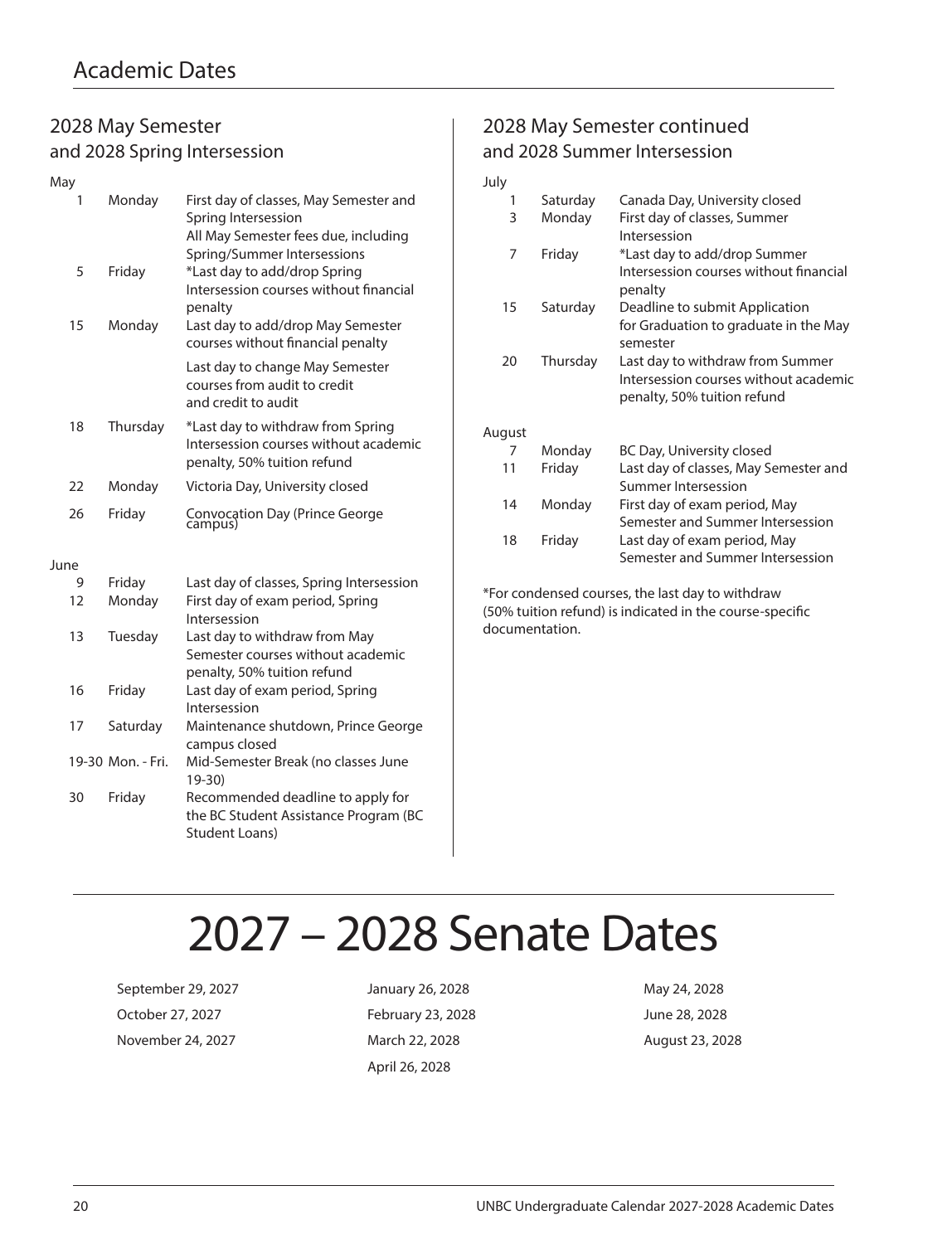# Academic Dates

## 2028 May Semester and 2028 Spring Intersession

**May**

| Date | Day | Event |
|---|---|---|
| 1 | Monday | First day of classes, May Semester and Spring Intersession<br>All May Semester fees due, including Spring/Summer Intersessions |
| 5 | Friday | *Last day to add/drop Spring Intersession courses without financial penalty |
| 15 | Monday | Last day to add/drop May Semester courses without financial penalty<br>Last day to change May Semester courses from audit to credit and credit to audit |
| 18 | Thursday | *Last day to withdraw from Spring Intersession courses without academic penalty, 50% tuition refund |
| 22 | Monday | Victoria Day, University closed |
| 26 | Friday | Convocation Day (Prince George campus) |

**June**

| Date | Day | Event |
|---|---|---|
| 9 | Friday | Last day of classes, Spring Intersession |
| 12 | Monday | First day of exam period, Spring Intersession |
| 13 | Tuesday | Last day to withdraw from May Semester courses without academic penalty, 50% tuition refund |
| 16 | Friday | Last day of exam period, Spring Intersession |
| 17 | Saturday | Maintenance shutdown, Prince George campus closed |
| 19-30 | Mon. - Fri. | Mid-Semester Break (no classes June 19-30) |
| 30 | Friday | Recommended deadline to apply for the BC Student Assistance Program (BC Student Loans) |

## 2028 May Semester continued and 2028 Summer Intersession

**July**

| Date | Day | Event |
|---|---|---|
| 1 | Saturday | Canada Day, University closed |
| 3 | Monday | First day of classes, Summer Intersession |
| 7 | Friday | *Last day to add/drop Summer Intersession courses without financial penalty |
| 15 | Saturday | Deadline to submit Application for Graduation to graduate in the May semester |
| 20 | Thursday | Last day to withdraw from Summer Intersession courses without academic penalty, 50% tuition refund |

**August**

| Date | Day | Event |
|---|---|---|
| 7 | Monday | BC Day, University closed |
| 11 | Friday | Last day of classes, May Semester and Summer Intersession |
| 14 | Monday | First day of exam period, May Semester and Summer Intersession |
| 18 | Friday | Last day of exam period, May Semester and Summer Intersession |

*For condensed courses, the last day to withdraw (50% tuition refund) is indicated in the course-specific documentation.

# 2027 – 2028 Senate Dates

September 29, 2027
October 27, 2027
November 24, 2027
January 26, 2028
February 23, 2028
March 22, 2028
April 26, 2028
May 24, 2028
June 28, 2028
August 23, 2028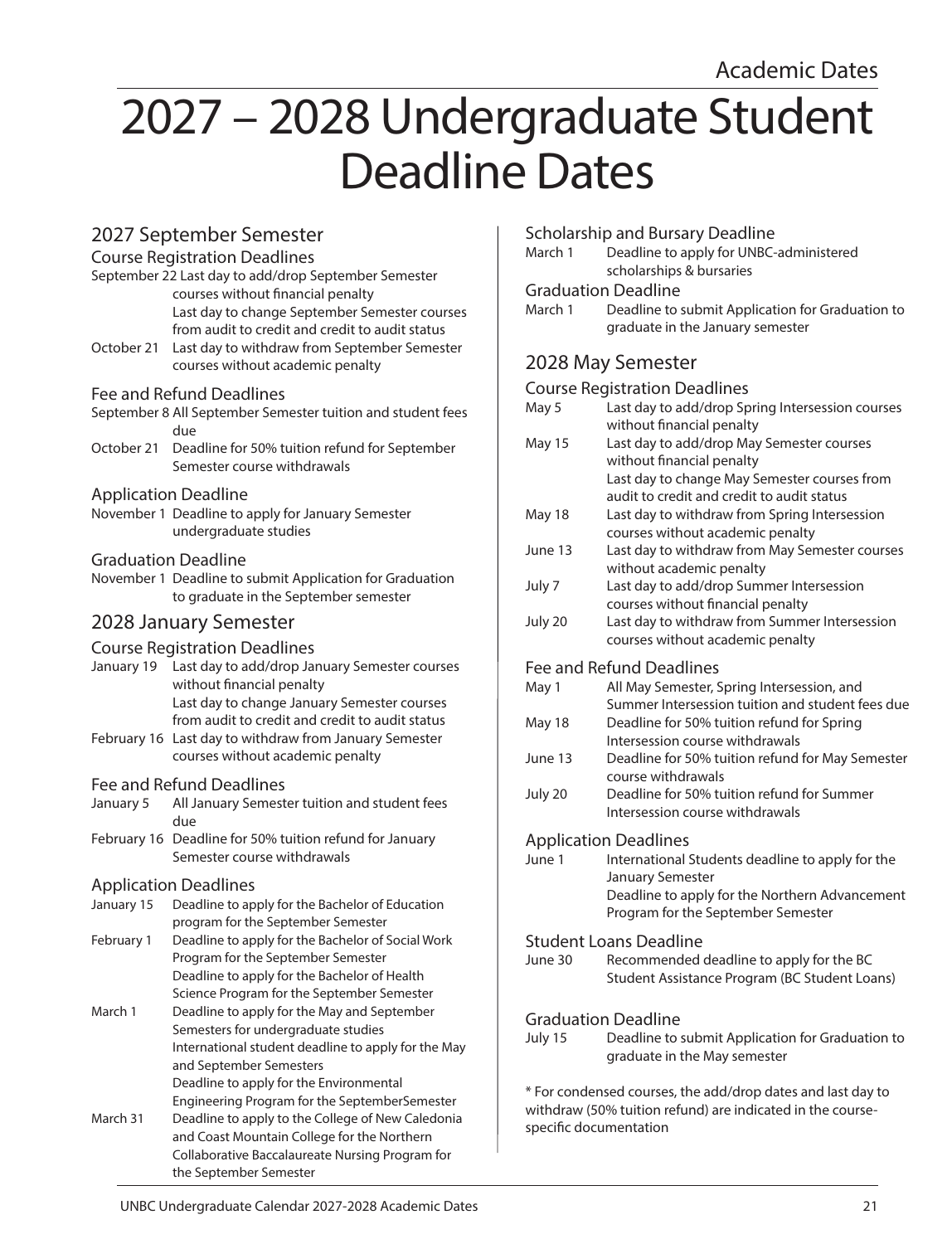# 2027 – 2028 Undergraduate Student Deadline Dates

## 2027 September Semester

### Course Registration Deadlines

| | |
|---|---|
| September 22 | Last day to add/drop September Semester courses without financial penalty<br>Last day to change September Semester courses from audit to credit and credit to audit status |
| October 21 | Last day to withdraw from September Semester courses without academic penalty |

### Fee and Refund Deadlines

| | |
|---|---|
| September 8 | All September Semester tuition and student fees due |
| October 21 | Deadline for 50% tuition refund for September Semester course withdrawals |

### Application Deadline

| | |
|---|---|
| November 1 | Deadline to apply for January Semester undergraduate studies |

### Graduation Deadline

| | |
|---|---|
| November 1 | Deadline to submit Application for Graduation to graduate in the September semester |

## 2028 January Semester

### Course Registration Deadlines

| | |
|---|---|
| January 19 | Last day to add/drop January Semester courses without financial penalty<br>Last day to change January Semester courses from audit to credit and credit to audit status |
| February 16 | Last day to withdraw from January Semester courses without academic penalty |

### Fee and Refund Deadlines

| | |
|---|---|
| January 5 | All January Semester tuition and student fees due |
| February 16 | Deadline for 50% tuition refund for January Semester course withdrawals |

### Application Deadlines

| | |
|---|---|
| January 15 | Deadline to apply for the Bachelor of Education program for the September Semester |
| February 1 | Deadline to apply for the Bachelor of Social Work Program for the September Semester<br>Deadline to apply for the Bachelor of Health Science Program for the September Semester |
| March 1 | Deadline to apply for the May and September Semesters for undergraduate studies<br>International student deadline to apply for the May and September Semesters<br>Deadline to apply for the Environmental Engineering Program for the SeptemberSemester |
| March 31 | Deadline to apply to the College of New Caledonia and Coast Mountain College for the Northern Collaborative Baccalaureate Nursing Program for the September Semester |

### Scholarship and Bursary Deadline

| | |
|---|---|
| March 1 | Deadline to apply for UNBC-administered scholarships & bursaries |

### Graduation Deadline

| | |
|---|---|
| March 1 | Deadline to submit Application for Graduation to graduate in the January semester |

## 2028 May Semester

### Course Registration Deadlines

| | |
|---|---|
| May 5 | Last day to add/drop Spring Intersession courses without financial penalty |
| May 15 | Last day to add/drop May Semester courses without financial penalty<br>Last day to change May Semester courses from audit to credit and credit to audit status |
| May 18 | Last day to withdraw from Spring Intersession courses without academic penalty |
| June 13 | Last day to withdraw from May Semester courses without academic penalty |
| July 7 | Last day to add/drop Summer Intersession courses without financial penalty |
| July 20 | Last day to withdraw from Summer Intersession courses without academic penalty |

### Fee and Refund Deadlines

| | |
|---|---|
| May 1 | All May Semester, Spring Intersession, and Summer Intersession tuition and student fees due |
| May 18 | Deadline for 50% tuition refund for Spring Intersession course withdrawals |
| June 13 | Deadline for 50% tuition refund for May Semester course withdrawals |
| July 20 | Deadline for 50% tuition refund for Summer Intersession course withdrawals |

### Application Deadlines

| | |
|---|---|
| June 1 | International Students deadline to apply for the January Semester<br>Deadline to apply for the Northern Advancement Program for the September Semester |

### Student Loans Deadline

| | |
|---|---|
| June 30 | Recommended deadline to apply for the BC Student Assistance Program (BC Student Loans) |

### Graduation Deadline

| | |
|---|---|
| July 15 | Deadline to submit Application for Graduation to graduate in the May semester |

* For condensed courses, the add/drop dates and last day to withdraw (50% tuition refund) are indicated in the course-specific documentation